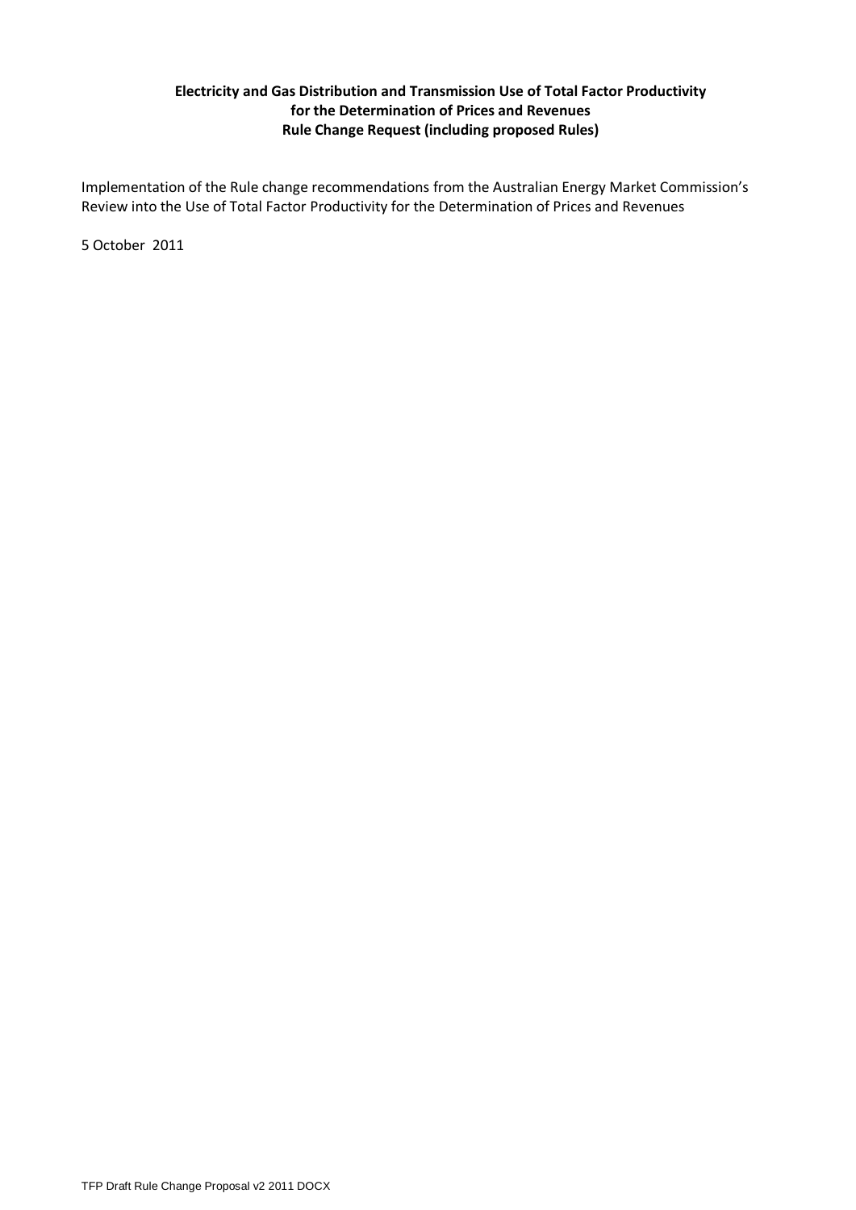# Electricity and Gas Distribution and Transmission Use of Total Factor Productivity for the Determination of Prices and Revenues Rule Change Request (including proposed Rules)

Implementation of the Rule change recommendations from the Australian Energy Market Commission's Review into the Use of Total Factor Productivity for the Determination of Prices and Revenues

5 October 2011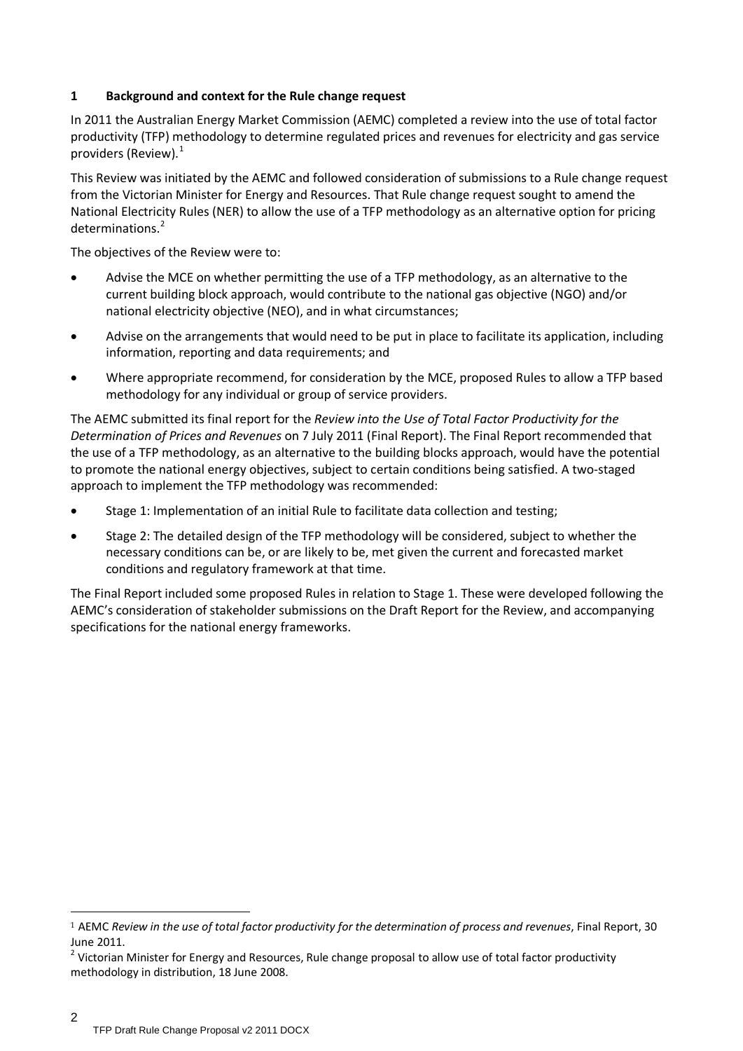# 1 Background and context for the Rule change request

In 2011 the Australian Energy Market Commission (AEMC) completed a review into the use of total factor productivity (TFP) methodology to determine regulated prices and revenues for electricity and gas service providers (Review).[1]

This Review was initiated by the AEMC and followed consideration of submissions to a Rule change request from the Victorian Minister for Energy and Resources. That Rule change request sought to amend the National Electricity Rules (NER) to allow the use of a TFP methodology as an alternative option for pricing determinations.[2]

The objectives of the Review were to:

- Advise the MCE on whether permitting the use of a TFP methodology, as an alternative to the current building block approach, would contribute to the national gas objective (NGO) and/or national electricity objective (NEO), and in what circumstances;
- Advise on the arrangements that would need to be put in place to facilitate its application, including information, reporting and data requirements; and
- Where appropriate recommend, for consideration by the MCE, proposed Rules to allow a TFP based methodology for any individual or group of service providers.

The AEMC submitted its final report for the *Review into the Use of Total Factor Productivity for the Determination of Prices and Revenues* on 7 July 2011 (Final Report). The Final Report recommended that the use of a TFP methodology, as an alternative to the building blocks approach, would have the potential to promote the national energy objectives, subject to certain conditions being satisfied. A two-staged approach to implement the TFP methodology was recommended:

- Stage 1: Implementation of an initial Rule to facilitate data collection and testing;
- Stage 2: The detailed design of the TFP methodology will be considered, subject to whether the necessary conditions can be, or are likely to be, met given the current and forecasted market conditions and regulatory framework at that time.

The Final Report included some proposed Rules in relation to Stage 1. These were developed following the AEMC's consideration of stakeholder submissions on the Draft Report for the Review, and accompanying specifications for the national energy frameworks.

---

[1] AEMC *Review in the use of total factor productivity for the determination of process and revenues*, Final Report, 30 June 2011.

[2] Victorian Minister for Energy and Resources, Rule change proposal to allow use of total factor productivity methodology in distribution, 18 June 2008.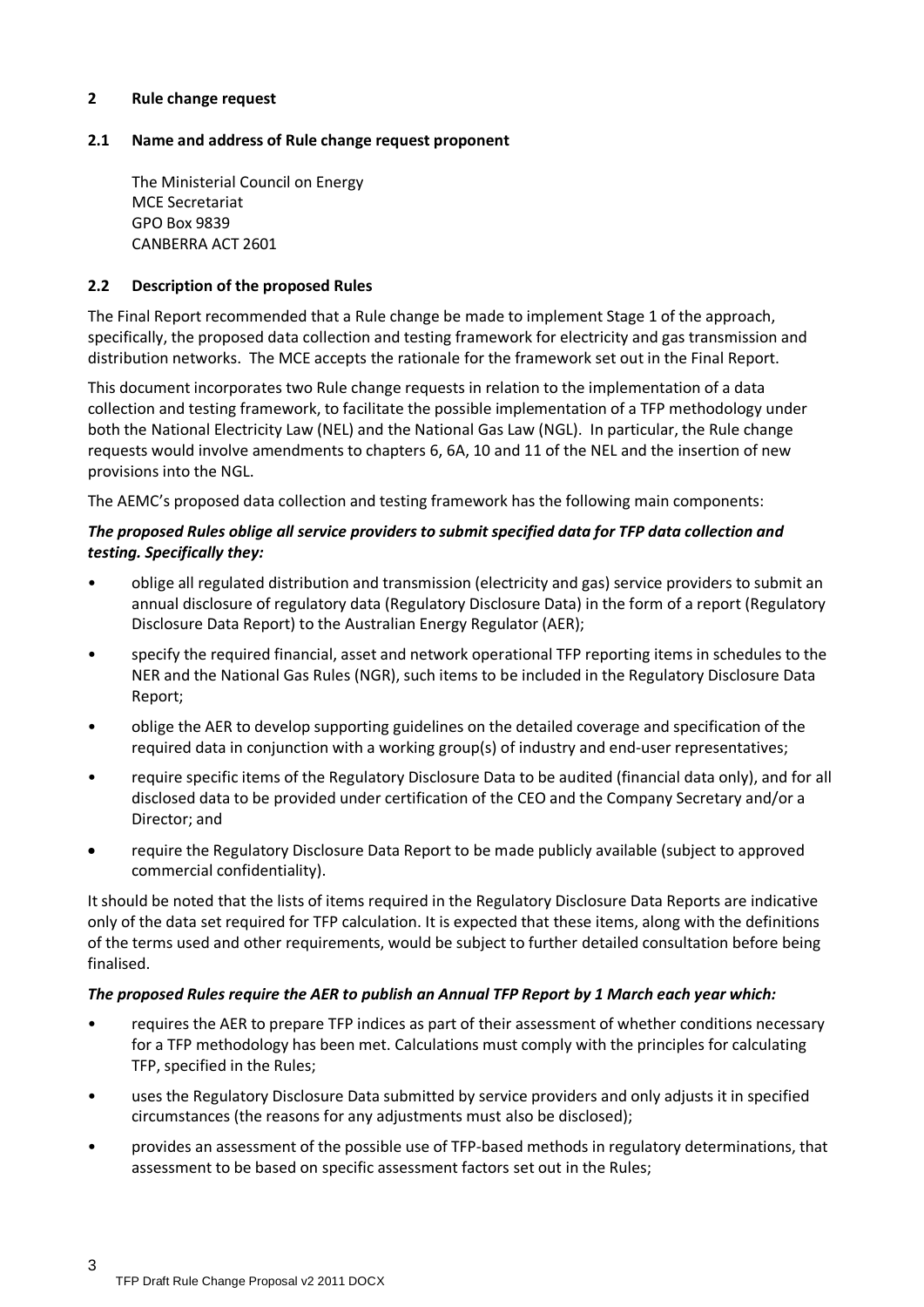## 2 Rule change request

### 2.1 Name and address of Rule change request proponent

The Ministerial Council on Energy
MCE Secretariat
GPO Box 9839
CANBERRA ACT 2601

### 2.2 Description of the proposed Rules

The Final Report recommended that a Rule change be made to implement Stage 1 of the approach, specifically, the proposed data collection and testing framework for electricity and gas transmission and distribution networks. The MCE accepts the rationale for the framework set out in the Final Report.

This document incorporates two Rule change requests in relation to the implementation of a data collection and testing framework, to facilitate the possible implementation of a TFP methodology under both the National Electricity Law (NEL) and the National Gas Law (NGL). In particular, the Rule change requests would involve amendments to chapters 6, 6A, 10 and 11 of the NEL and the insertion of new provisions into the NGL.

The AEMC's proposed data collection and testing framework has the following main components:

***The proposed Rules oblige all service providers to submit specified data for TFP data collection and testing. Specifically they:***

- oblige all regulated distribution and transmission (electricity and gas) service providers to submit an annual disclosure of regulatory data (Regulatory Disclosure Data) in the form of a report (Regulatory Disclosure Data Report) to the Australian Energy Regulator (AER);
- specify the required financial, asset and network operational TFP reporting items in schedules to the NER and the National Gas Rules (NGR), such items to be included in the Regulatory Disclosure Data Report;
- oblige the AER to develop supporting guidelines on the detailed coverage and specification of the required data in conjunction with a working group(s) of industry and end-user representatives;
- require specific items of the Regulatory Disclosure Data to be audited (financial data only), and for all disclosed data to be provided under certification of the CEO and the Company Secretary and/or a Director; and
- require the Regulatory Disclosure Data Report to be made publicly available (subject to approved commercial confidentiality).

It should be noted that the lists of items required in the Regulatory Disclosure Data Reports are indicative only of the data set required for TFP calculation. It is expected that these items, along with the definitions of the terms used and other requirements, would be subject to further detailed consultation before being finalised.

***The proposed Rules require the AER to publish an Annual TFP Report by 1 March each year which:***

- requires the AER to prepare TFP indices as part of their assessment of whether conditions necessary for a TFP methodology has been met. Calculations must comply with the principles for calculating TFP, specified in the Rules;
- uses the Regulatory Disclosure Data submitted by service providers and only adjusts it in specified circumstances (the reasons for any adjustments must also be disclosed);
- provides an assessment of the possible use of TFP-based methods in regulatory determinations, that assessment to be based on specific assessment factors set out in the Rules;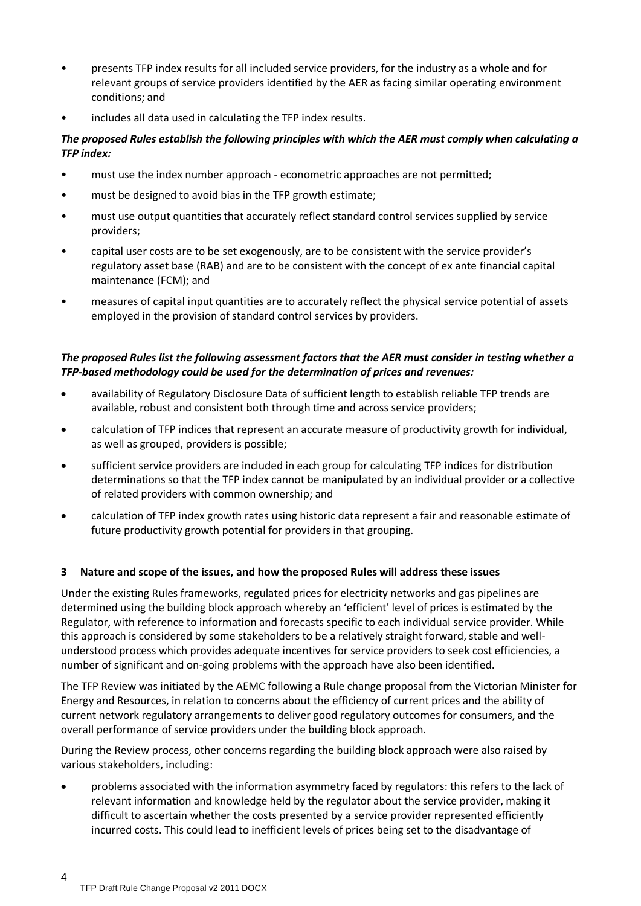- presents TFP index results for all included service providers, for the industry as a whole and for relevant groups of service providers identified by the AER as facing similar operating environment conditions; and
- includes all data used in calculating the TFP index results.

***The proposed Rules establish the following principles with which the AER must comply when calculating a TFP index:***

- must use the index number approach - econometric approaches are not permitted;
- must be designed to avoid bias in the TFP growth estimate;
- must use output quantities that accurately reflect standard control services supplied by service providers;
- capital user costs are to be set exogenously, are to be consistent with the service provider's regulatory asset base (RAB) and are to be consistent with the concept of ex ante financial capital maintenance (FCM); and
- measures of capital input quantities are to accurately reflect the physical service potential of assets employed in the provision of standard control services by providers.

***The proposed Rules list the following assessment factors that the AER must consider in testing whether a TFP-based methodology could be used for the determination of prices and revenues:***

- availability of Regulatory Disclosure Data of sufficient length to establish reliable TFP trends are available, robust and consistent both through time and across service providers;
- calculation of TFP indices that represent an accurate measure of productivity growth for individual, as well as grouped, providers is possible;
- sufficient service providers are included in each group for calculating TFP indices for distribution determinations so that the TFP index cannot be manipulated by an individual provider or a collective of related providers with common ownership; and
- calculation of TFP index growth rates using historic data represent a fair and reasonable estimate of future productivity growth potential for providers in that grouping.

## 3 Nature and scope of the issues, and how the proposed Rules will address these issues

Under the existing Rules frameworks, regulated prices for electricity networks and gas pipelines are determined using the building block approach whereby an 'efficient' level of prices is estimated by the Regulator, with reference to information and forecasts specific to each individual service provider. While this approach is considered by some stakeholders to be a relatively straight forward, stable and well-understood process which provides adequate incentives for service providers to seek cost efficiencies, a number of significant and on-going problems with the approach have also been identified.

The TFP Review was initiated by the AEMC following a Rule change proposal from the Victorian Minister for Energy and Resources, in relation to concerns about the efficiency of current prices and the ability of current network regulatory arrangements to deliver good regulatory outcomes for consumers, and the overall performance of service providers under the building block approach.

During the Review process, other concerns regarding the building block approach were also raised by various stakeholders, including:

- problems associated with the information asymmetry faced by regulators: this refers to the lack of relevant information and knowledge held by the regulator about the service provider, making it difficult to ascertain whether the costs presented by a service provider represented efficiently incurred costs. This could lead to inefficient levels of prices being set to the disadvantage of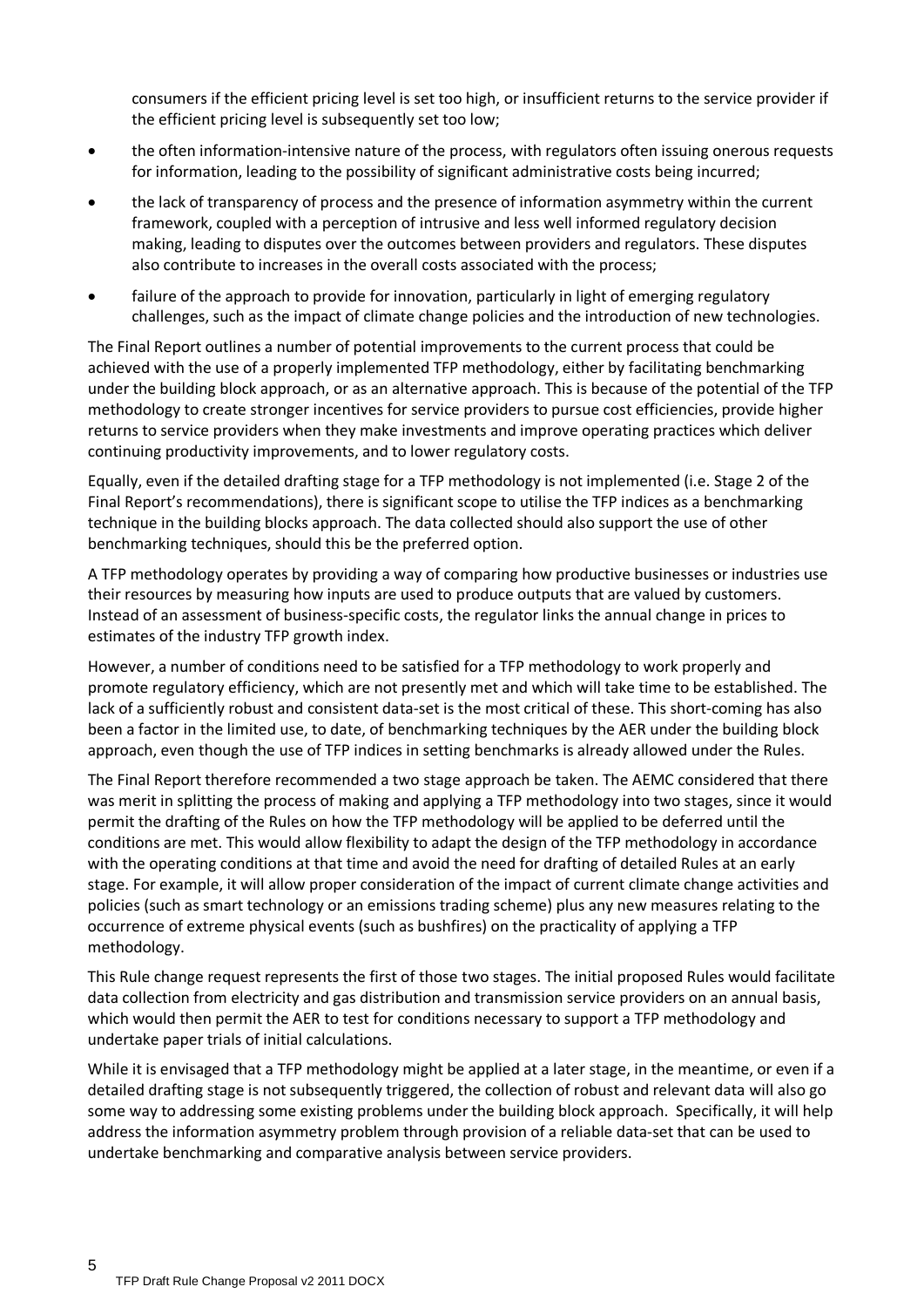consumers if the efficient pricing level is set too high, or insufficient returns to the service provider if the efficient pricing level is subsequently set too low;

- the often information-intensive nature of the process, with regulators often issuing onerous requests for information, leading to the possibility of significant administrative costs being incurred;
- the lack of transparency of process and the presence of information asymmetry within the current framework, coupled with a perception of intrusive and less well informed regulatory decision making, leading to disputes over the outcomes between providers and regulators. These disputes also contribute to increases in the overall costs associated with the process;
- failure of the approach to provide for innovation, particularly in light of emerging regulatory challenges, such as the impact of climate change policies and the introduction of new technologies.

The Final Report outlines a number of potential improvements to the current process that could be achieved with the use of a properly implemented TFP methodology, either by facilitating benchmarking under the building block approach, or as an alternative approach. This is because of the potential of the TFP methodology to create stronger incentives for service providers to pursue cost efficiencies, provide higher returns to service providers when they make investments and improve operating practices which deliver continuing productivity improvements, and to lower regulatory costs.

Equally, even if the detailed drafting stage for a TFP methodology is not implemented (i.e. Stage 2 of the Final Report's recommendations), there is significant scope to utilise the TFP indices as a benchmarking technique in the building blocks approach. The data collected should also support the use of other benchmarking techniques, should this be the preferred option.

A TFP methodology operates by providing a way of comparing how productive businesses or industries use their resources by measuring how inputs are used to produce outputs that are valued by customers. Instead of an assessment of business-specific costs, the regulator links the annual change in prices to estimates of the industry TFP growth index.

However, a number of conditions need to be satisfied for a TFP methodology to work properly and promote regulatory efficiency, which are not presently met and which will take time to be established. The lack of a sufficiently robust and consistent data-set is the most critical of these. This short-coming has also been a factor in the limited use, to date, of benchmarking techniques by the AER under the building block approach, even though the use of TFP indices in setting benchmarks is already allowed under the Rules.

The Final Report therefore recommended a two stage approach be taken. The AEMC considered that there was merit in splitting the process of making and applying a TFP methodology into two stages, since it would permit the drafting of the Rules on how the TFP methodology will be applied to be deferred until the conditions are met. This would allow flexibility to adapt the design of the TFP methodology in accordance with the operating conditions at that time and avoid the need for drafting of detailed Rules at an early stage. For example, it will allow proper consideration of the impact of current climate change activities and policies (such as smart technology or an emissions trading scheme) plus any new measures relating to the occurrence of extreme physical events (such as bushfires) on the practicality of applying a TFP methodology.

This Rule change request represents the first of those two stages. The initial proposed Rules would facilitate data collection from electricity and gas distribution and transmission service providers on an annual basis, which would then permit the AER to test for conditions necessary to support a TFP methodology and undertake paper trials of initial calculations.

While it is envisaged that a TFP methodology might be applied at a later stage, in the meantime, or even if a detailed drafting stage is not subsequently triggered, the collection of robust and relevant data will also go some way to addressing some existing problems under the building block approach. Specifically, it will help address the information asymmetry problem through provision of a reliable data-set that can be used to undertake benchmarking and comparative analysis between service providers.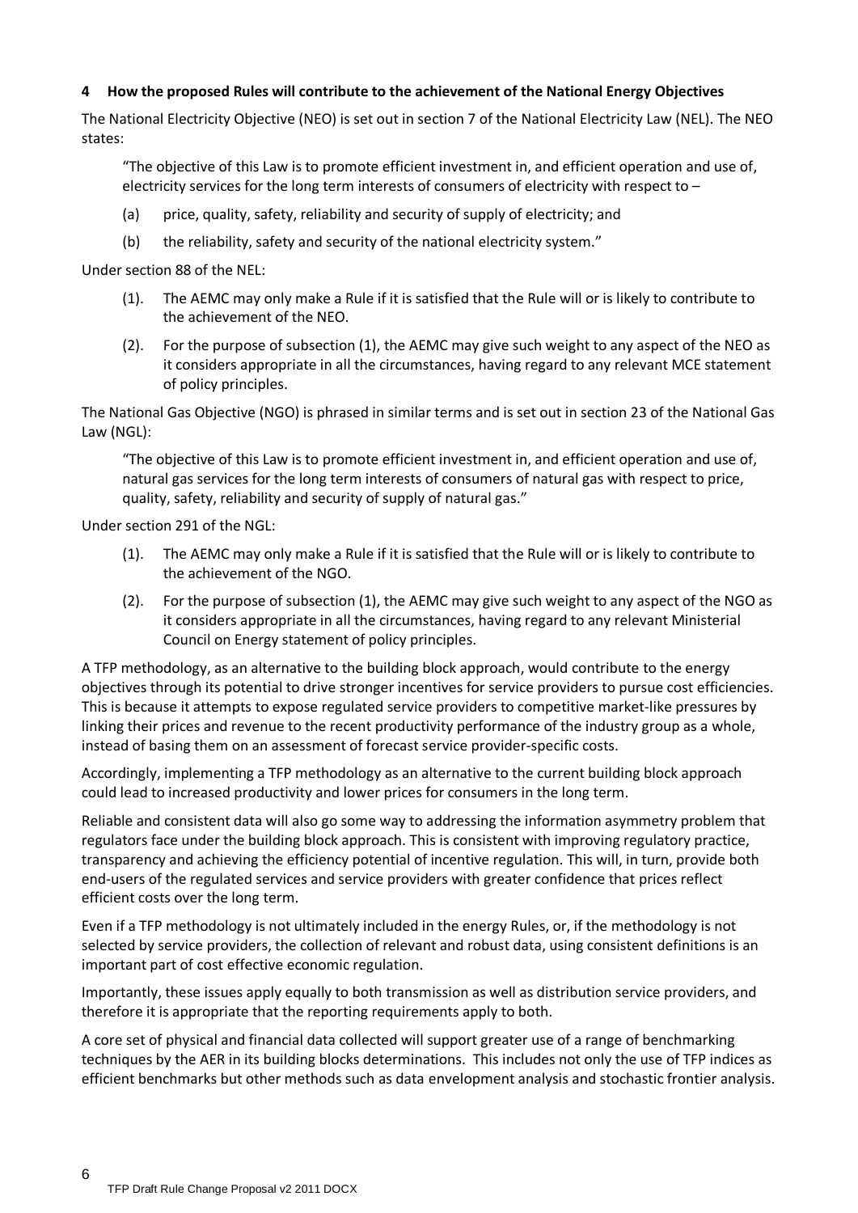## 4 How the proposed Rules will contribute to the achievement of the National Energy Objectives

The National Electricity Objective (NEO) is set out in section 7 of the National Electricity Law (NEL). The NEO states:

> "The objective of this Law is to promote efficient investment in, and efficient operation and use of, electricity services for the long term interests of consumers of electricity with respect to –
>
> (a) price, quality, safety, reliability and security of supply of electricity; and
>
> (b) the reliability, safety and security of the national electricity system."

Under section 88 of the NEL:

(1). The AEMC may only make a Rule if it is satisfied that the Rule will or is likely to contribute to the achievement of the NEO.

(2). For the purpose of subsection (1), the AEMC may give such weight to any aspect of the NEO as it considers appropriate in all the circumstances, having regard to any relevant MCE statement of policy principles.

The National Gas Objective (NGO) is phrased in similar terms and is set out in section 23 of the National Gas Law (NGL):

> "The objective of this Law is to promote efficient investment in, and efficient operation and use of, natural gas services for the long term interests of consumers of natural gas with respect to price, quality, safety, reliability and security of supply of natural gas."

Under section 291 of the NGL:

(1). The AEMC may only make a Rule if it is satisfied that the Rule will or is likely to contribute to the achievement of the NGO.

(2). For the purpose of subsection (1), the AEMC may give such weight to any aspect of the NGO as it considers appropriate in all the circumstances, having regard to any relevant Ministerial Council on Energy statement of policy principles.

A TFP methodology, as an alternative to the building block approach, would contribute to the energy objectives through its potential to drive stronger incentives for service providers to pursue cost efficiencies. This is because it attempts to expose regulated service providers to competitive market-like pressures by linking their prices and revenue to the recent productivity performance of the industry group as a whole, instead of basing them on an assessment of forecast service provider-specific costs.

Accordingly, implementing a TFP methodology as an alternative to the current building block approach could lead to increased productivity and lower prices for consumers in the long term.

Reliable and consistent data will also go some way to addressing the information asymmetry problem that regulators face under the building block approach. This is consistent with improving regulatory practice, transparency and achieving the efficiency potential of incentive regulation. This will, in turn, provide both end-users of the regulated services and service providers with greater confidence that prices reflect efficient costs over the long term.

Even if a TFP methodology is not ultimately included in the energy Rules, or, if the methodology is not selected by service providers, the collection of relevant and robust data, using consistent definitions is an important part of cost effective economic regulation.

Importantly, these issues apply equally to both transmission as well as distribution service providers, and therefore it is appropriate that the reporting requirements apply to both.

A core set of physical and financial data collected will support greater use of a range of benchmarking techniques by the AER in its building blocks determinations. This includes not only the use of TFP indices as efficient benchmarks but other methods such as data envelopment analysis and stochastic frontier analysis.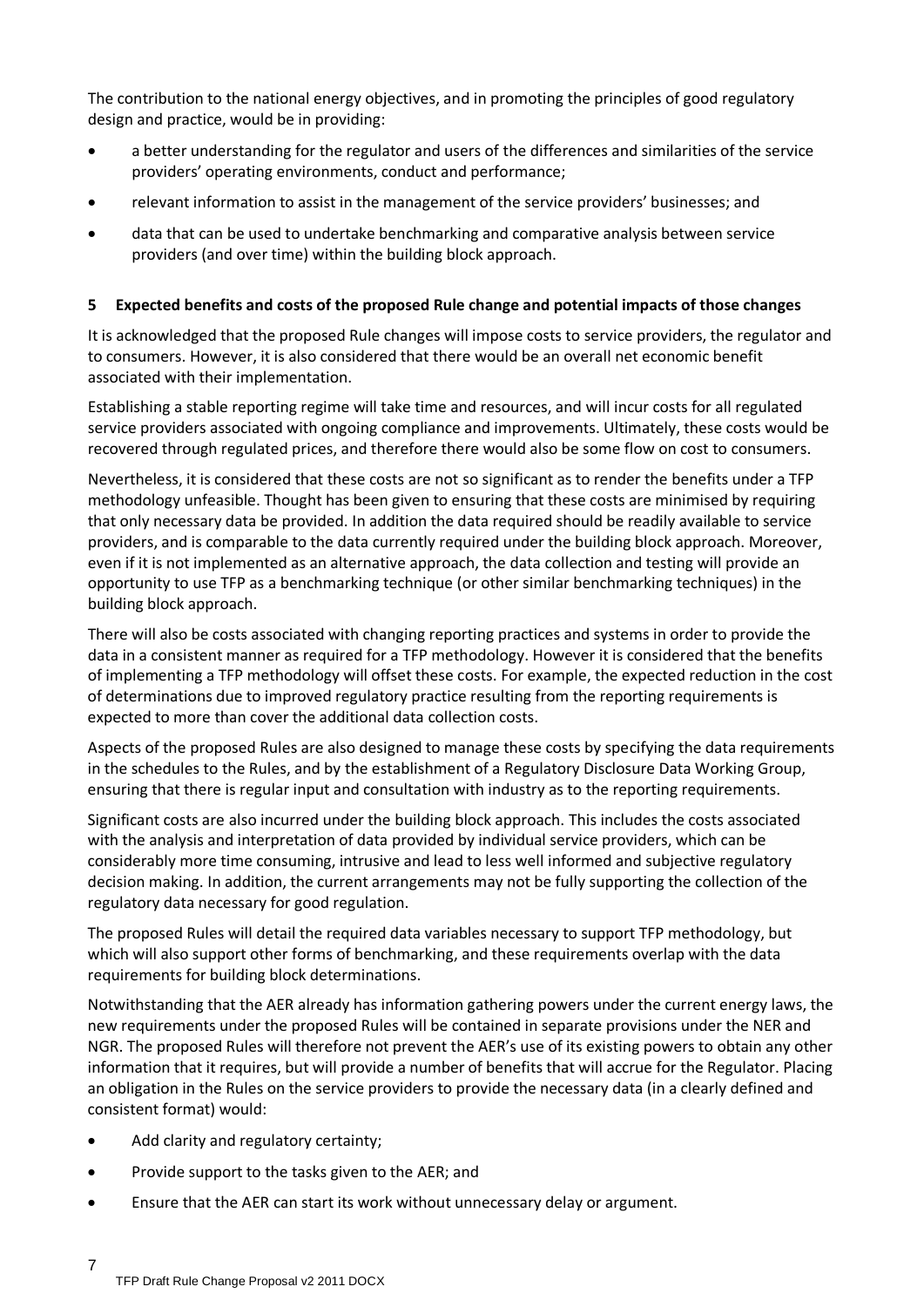The contribution to the national energy objectives, and in promoting the principles of good regulatory design and practice, would be in providing:

- a better understanding for the regulator and users of the differences and similarities of the service providers' operating environments, conduct and performance;
- relevant information to assist in the management of the service providers' businesses; and
- data that can be used to undertake benchmarking and comparative analysis between service providers (and over time) within the building block approach.

## 5 Expected benefits and costs of the proposed Rule change and potential impacts of those changes

It is acknowledged that the proposed Rule changes will impose costs to service providers, the regulator and to consumers. However, it is also considered that there would be an overall net economic benefit associated with their implementation.

Establishing a stable reporting regime will take time and resources, and will incur costs for all regulated service providers associated with ongoing compliance and improvements. Ultimately, these costs would be recovered through regulated prices, and therefore there would also be some flow on cost to consumers.

Nevertheless, it is considered that these costs are not so significant as to render the benefits under a TFP methodology unfeasible. Thought has been given to ensuring that these costs are minimised by requiring that only necessary data be provided. In addition the data required should be readily available to service providers, and is comparable to the data currently required under the building block approach. Moreover, even if it is not implemented as an alternative approach, the data collection and testing will provide an opportunity to use TFP as a benchmarking technique (or other similar benchmarking techniques) in the building block approach.

There will also be costs associated with changing reporting practices and systems in order to provide the data in a consistent manner as required for a TFP methodology. However it is considered that the benefits of implementing a TFP methodology will offset these costs. For example, the expected reduction in the cost of determinations due to improved regulatory practice resulting from the reporting requirements is expected to more than cover the additional data collection costs.

Aspects of the proposed Rules are also designed to manage these costs by specifying the data requirements in the schedules to the Rules, and by the establishment of a Regulatory Disclosure Data Working Group, ensuring that there is regular input and consultation with industry as to the reporting requirements.

Significant costs are also incurred under the building block approach. This includes the costs associated with the analysis and interpretation of data provided by individual service providers, which can be considerably more time consuming, intrusive and lead to less well informed and subjective regulatory decision making. In addition, the current arrangements may not be fully supporting the collection of the regulatory data necessary for good regulation.

The proposed Rules will detail the required data variables necessary to support TFP methodology, but which will also support other forms of benchmarking, and these requirements overlap with the data requirements for building block determinations.

Notwithstanding that the AER already has information gathering powers under the current energy laws, the new requirements under the proposed Rules will be contained in separate provisions under the NER and NGR. The proposed Rules will therefore not prevent the AER's use of its existing powers to obtain any other information that it requires, but will provide a number of benefits that will accrue for the Regulator. Placing an obligation in the Rules on the service providers to provide the necessary data (in a clearly defined and consistent format) would:

- Add clarity and regulatory certainty;
- Provide support to the tasks given to the AER; and
- Ensure that the AER can start its work without unnecessary delay or argument.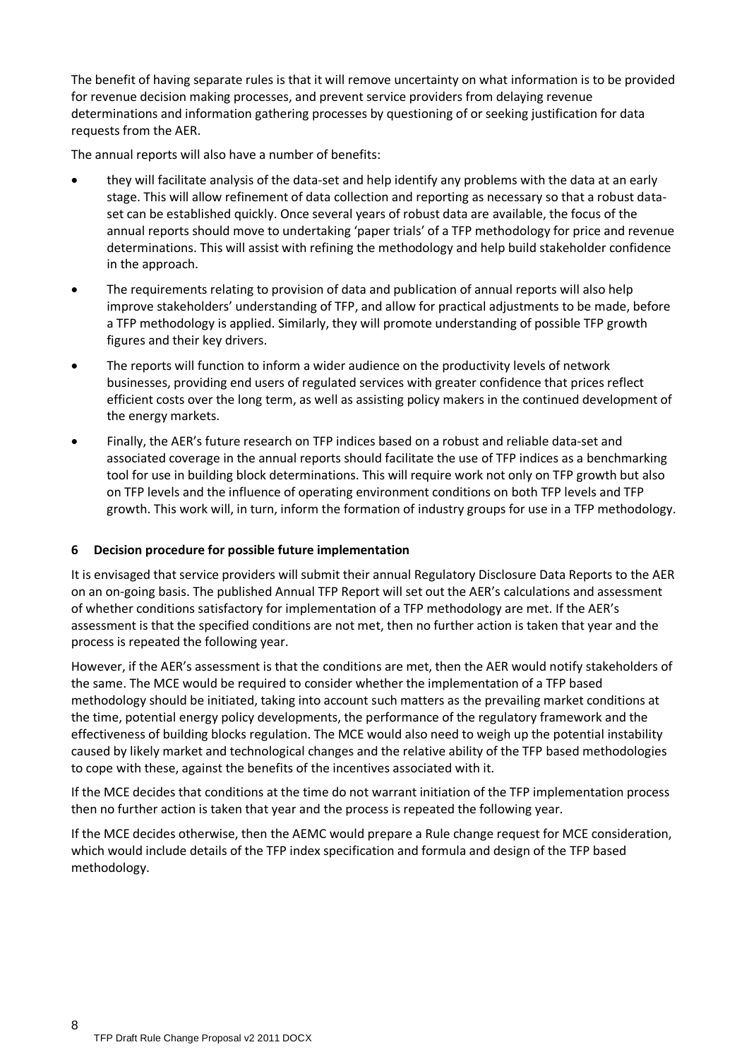The benefit of having separate rules is that it will remove uncertainty on what information is to be provided for revenue decision making processes, and prevent service providers from delaying revenue determinations and information gathering processes by questioning of or seeking justification for data requests from the AER.

The annual reports will also have a number of benefits:

- they will facilitate analysis of the data-set and help identify any problems with the data at an early stage. This will allow refinement of data collection and reporting as necessary so that a robust data-set can be established quickly. Once several years of robust data are available, the focus of the annual reports should move to undertaking 'paper trials' of a TFP methodology for price and revenue determinations. This will assist with refining the methodology and help build stakeholder confidence in the approach.
- The requirements relating to provision of data and publication of annual reports will also help improve stakeholders' understanding of TFP, and allow for practical adjustments to be made, before a TFP methodology is applied. Similarly, they will promote understanding of possible TFP growth figures and their key drivers.
- The reports will function to inform a wider audience on the productivity levels of network businesses, providing end users of regulated services with greater confidence that prices reflect efficient costs over the long term, as well as assisting policy makers in the continued development of the energy markets.
- Finally, the AER's future research on TFP indices based on a robust and reliable data-set and associated coverage in the annual reports should facilitate the use of TFP indices as a benchmarking tool for use in building block determinations. This will require work not only on TFP growth but also on TFP levels and the influence of operating environment conditions on both TFP levels and TFP growth. This work will, in turn, inform the formation of industry groups for use in a TFP methodology.

## 6 Decision procedure for possible future implementation

It is envisaged that service providers will submit their annual Regulatory Disclosure Data Reports to the AER on an on-going basis. The published Annual TFP Report will set out the AER's calculations and assessment of whether conditions satisfactory for implementation of a TFP methodology are met. If the AER's assessment is that the specified conditions are not met, then no further action is taken that year and the process is repeated the following year.

However, if the AER's assessment is that the conditions are met, then the AER would notify stakeholders of the same. The MCE would be required to consider whether the implementation of a TFP based methodology should be initiated, taking into account such matters as the prevailing market conditions at the time, potential energy policy developments, the performance of the regulatory framework and the effectiveness of building blocks regulation. The MCE would also need to weigh up the potential instability caused by likely market and technological changes and the relative ability of the TFP based methodologies to cope with these, against the benefits of the incentives associated with it.

If the MCE decides that conditions at the time do not warrant initiation of the TFP implementation process then no further action is taken that year and the process is repeated the following year.

If the MCE decides otherwise, then the AEMC would prepare a Rule change request for MCE consideration, which would include details of the TFP index specification and formula and design of the TFP based methodology.